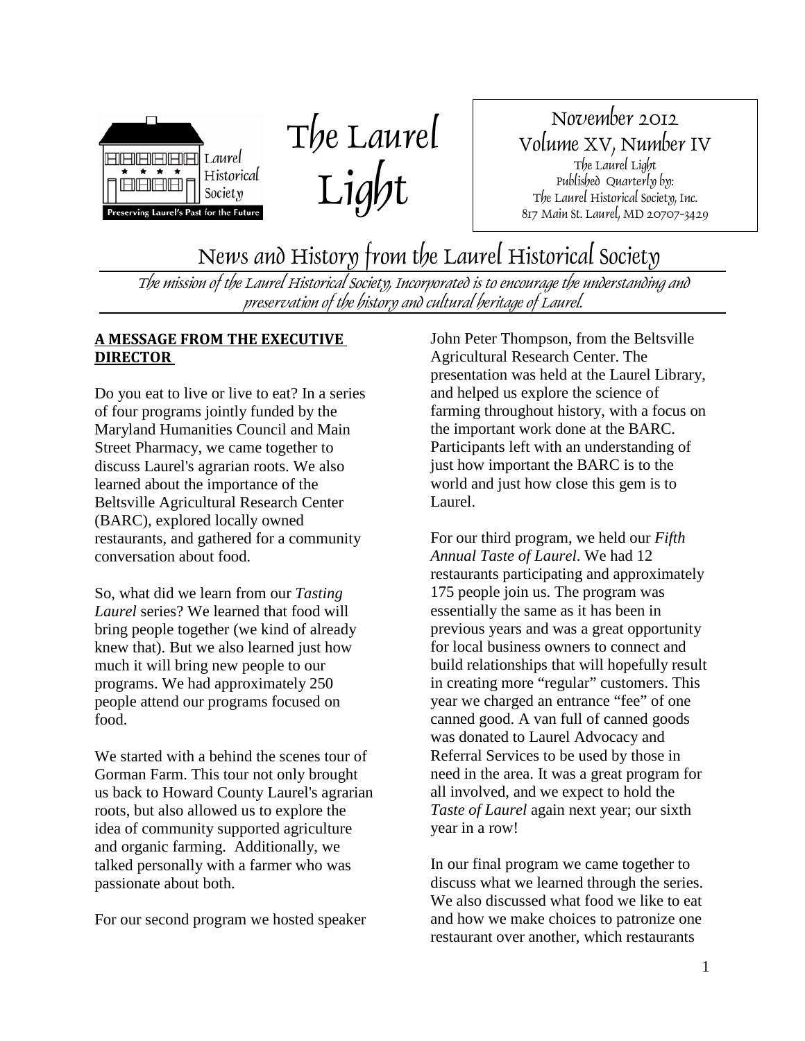Laurel Historical Society

Preserving Laurel's Past for the Future

# The Laurel Light

November 2012
Volume XV, Number IV
The Laurel Light
Published Quarterly by:
The Laurel Historical Society, Inc.
817 Main St. Laurel, MD 20707-3429

## News and History from the Laurel Historical Society

*The mission of the Laurel Historical Society, Incorporated is to encourage the understanding and preservation of the history and cultural heritage of Laurel.*

### A MESSAGE FROM THE EXECUTIVE DIRECTOR

Do you eat to live or live to eat? In a series of four programs jointly funded by the Maryland Humanities Council and Main Street Pharmacy, we came together to discuss Laurel's agrarian roots. We also learned about the importance of the Beltsville Agricultural Research Center (BARC), explored locally owned restaurants, and gathered for a community conversation about food.

So, what did we learn from our *Tasting Laurel* series? We learned that food will bring people together (we kind of already knew that). But we also learned just how much it will bring new people to our programs. We had approximately 250 people attend our programs focused on food.

We started with a behind the scenes tour of Gorman Farm. This tour not only brought us back to Howard County Laurel's agrarian roots, but also allowed us to explore the idea of community supported agriculture and organic farming. Additionally, we talked personally with a farmer who was passionate about both.

For our second program we hosted speaker John Peter Thompson, from the Beltsville Agricultural Research Center. The presentation was held at the Laurel Library, and helped us explore the science of farming throughout history, with a focus on the important work done at the BARC. Participants left with an understanding of just how important the BARC is to the world and just how close this gem is to Laurel.

For our third program, we held our *Fifth Annual Taste of Laurel*. We had 12 restaurants participating and approximately 175 people join us. The program was essentially the same as it has been in previous years and was a great opportunity for local business owners to connect and build relationships that will hopefully result in creating more "regular" customers. This year we charged an entrance "fee" of one canned good. A van full of canned goods was donated to Laurel Advocacy and Referral Services to be used by those in need in the area. It was a great program for all involved, and we expect to hold the *Taste of Laurel* again next year; our sixth year in a row!

In our final program we came together to discuss what we learned through the series. We also discussed what food we like to eat and how we make choices to patronize one restaurant over another, which restaurants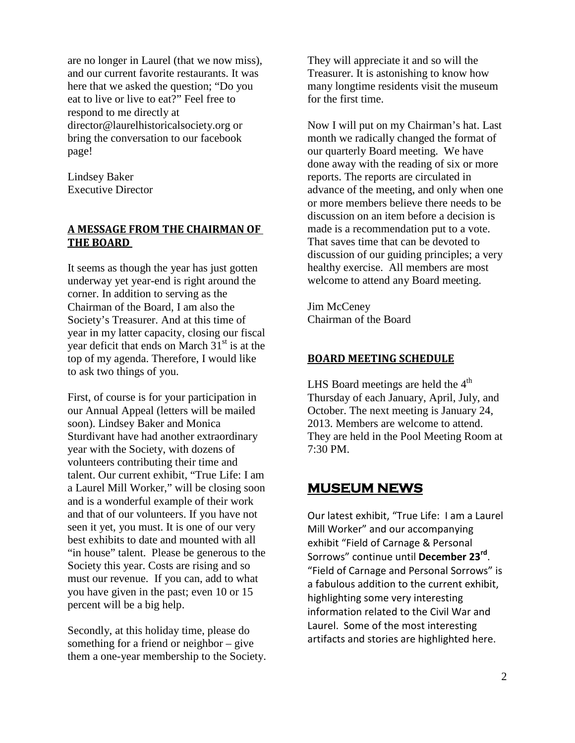are no longer in Laurel (that we now miss), and our current favorite restaurants. It was here that we asked the question; "Do you eat to live or live to eat?" Feel free to respond to me directly at director@laurelhistoricalsociety.org or bring the conversation to our facebook page!

Lindsey Baker
Executive Director

### **A MESSAGE FROM THE CHAIRMAN OF THE BOARD**

It seems as though the year has just gotten underway yet year-end is right around the corner. In addition to serving as the Chairman of the Board, I am also the Society's Treasurer. And at this time of year in my latter capacity, closing our fiscal year deficit that ends on March 31st is at the top of my agenda. Therefore, I would like to ask two things of you.

First, of course is for your participation in our Annual Appeal (letters will be mailed soon). Lindsey Baker and Monica Sturdivant have had another extraordinary year with the Society, with dozens of volunteers contributing their time and talent. Our current exhibit, "True Life: I am a Laurel Mill Worker," will be closing soon and is a wonderful example of their work and that of our volunteers. If you have not seen it yet, you must. It is one of our very best exhibits to date and mounted with all "in house" talent. Please be generous to the Society this year. Costs are rising and so must our revenue. If you can, add to what you have given in the past; even 10 or 15 percent will be a big help.

Secondly, at this holiday time, please do something for a friend or neighbor – give them a one-year membership to the Society. They will appreciate it and so will the Treasurer. It is astonishing to know how many longtime residents visit the museum for the first time.

Now I will put on my Chairman's hat. Last month we radically changed the format of our quarterly Board meeting. We have done away with the reading of six or more reports. The reports are circulated in advance of the meeting, and only when one or more members believe there needs to be discussion on an item before a decision is made is a recommendation put to a vote. That saves time that can be devoted to discussion of our guiding principles; a very healthy exercise. All members are most welcome to attend any Board meeting.

Jim McCeney
Chairman of the Board

### **BOARD MEETING SCHEDULE**

LHS Board meetings are held the 4th Thursday of each January, April, July, and October. The next meeting is January 24, 2013. Members are welcome to attend. They are held in the Pool Meeting Room at 7:30 PM.

## **MUSEUM NEWS**

Our latest exhibit, "True Life: I am a Laurel Mill Worker" and our accompanying exhibit "Field of Carnage & Personal Sorrows" continue until **December 23rd**. "Field of Carnage and Personal Sorrows" is a fabulous addition to the current exhibit, highlighting some very interesting information related to the Civil War and Laurel. Some of the most interesting artifacts and stories are highlighted here.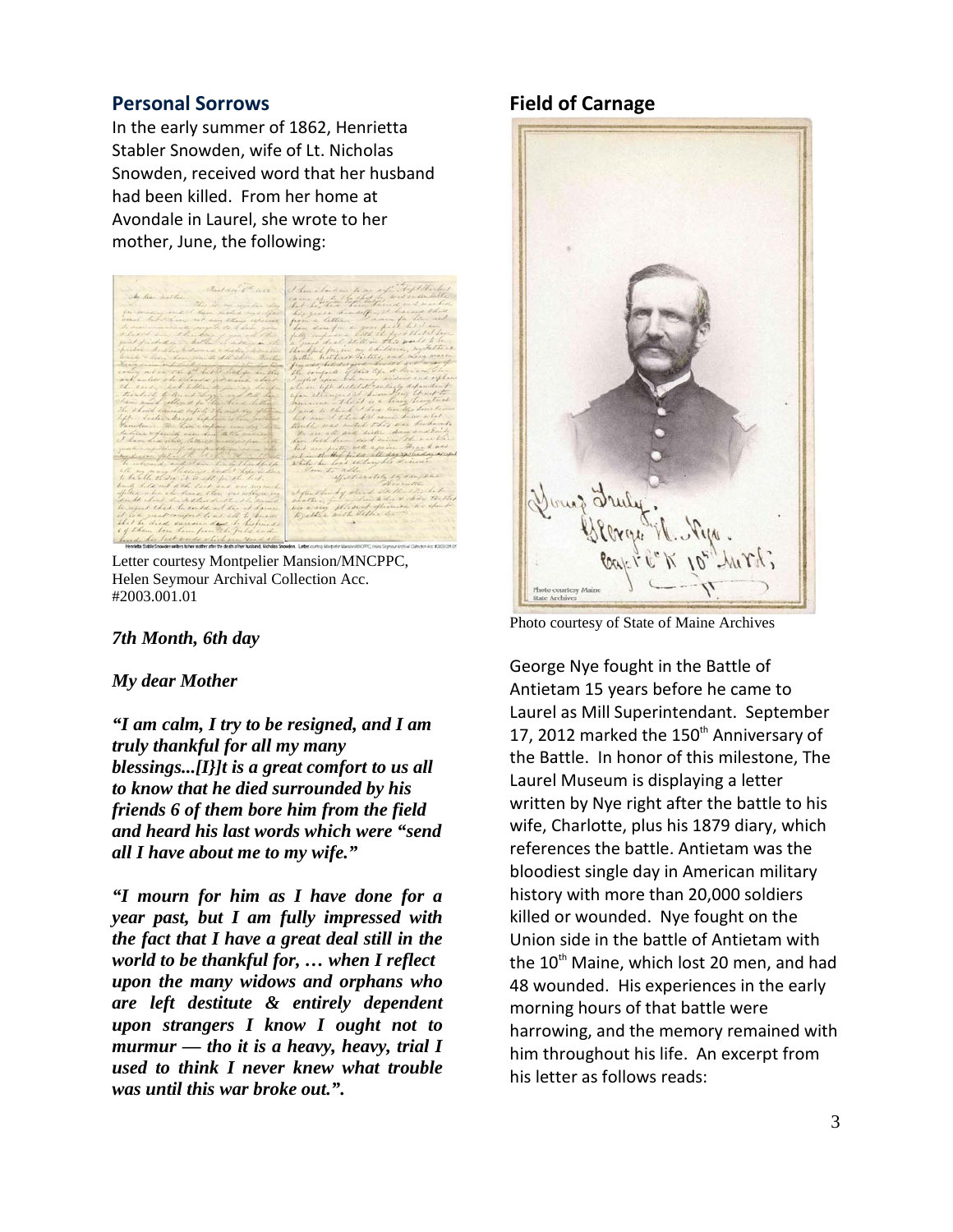## Personal Sorrows

In the early summer of 1862, Henrietta Stabler Snowden, wife of Lt. Nicholas Snowden, received word that her husband had been killed. From her home at Avondale in Laurel, she wrote to her mother, June, the following:

Letter courtesy Montpelier Mansion/MNCPPC, Helen Seymour Archival Collection Acc. #2003.001.01

***7th Month, 6th day***

***My dear Mother***

***"I am calm, I try to be resigned, and I am truly thankful for all my many blessings...[I}]t is a great comfort to us all to know that he died surrounded by his friends 6 of them bore him from the field and heard his last words which were "send all I have about me to my wife."***

***"I mourn for him as I have done for a year past, but I am fully impressed with the fact that I have a great deal still in the world to be thankful for, … when I reflect upon the many widows and orphans who are left destitute & entirely dependent upon strangers I know I ought not to murmur — tho it is a heavy, heavy, trial I used to think I never knew what trouble was until this war broke out.".***

## Field of Carnage

Photo courtesy of State of Maine Archives

George Nye fought in the Battle of Antietam 15 years before he came to Laurel as Mill Superintendant. September 17, 2012 marked the 150th Anniversary of the Battle. In honor of this milestone, The Laurel Museum is displaying a letter written by Nye right after the battle to his wife, Charlotte, plus his 1879 diary, which references the battle. Antietam was the bloodiest single day in American military history with more than 20,000 soldiers killed or wounded. Nye fought on the Union side in the battle of Antietam with the 10th Maine, which lost 20 men, and had 48 wounded. His experiences in the early morning hours of that battle were harrowing, and the memory remained with him throughout his life. An excerpt from his letter as follows reads: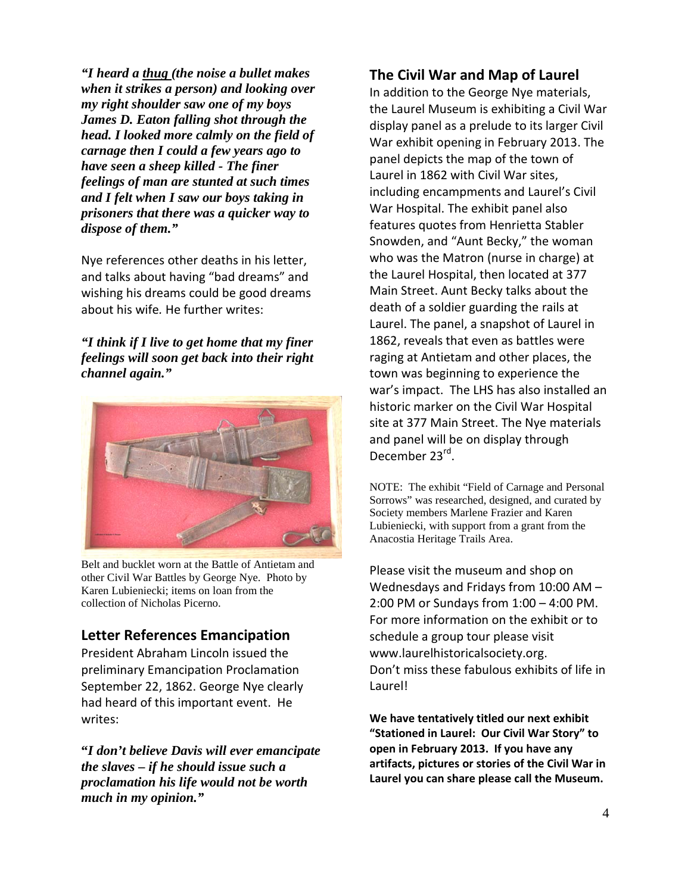***"I heard a <u>thug</u> (the noise a bullet makes when it strikes a person) and looking over my right shoulder saw one of my boys James D. Eaton falling shot through the head. I looked more calmly on the field of carnage then I could a few years ago to have seen a sheep killed - The finer feelings of man are stunted at such times and I felt when I saw our boys taking in prisoners that there was a quicker way to dispose of them."***

Nye references other deaths in his letter, and talks about having "bad dreams" and wishing his dreams could be good dreams about his wife. He further writes:

***"I think if I live to get home that my finer feelings will soon get back into their right channel again."***

Belt and bucklet worn at the Battle of Antietam and other Civil War Battles by George Nye. Photo by Karen Lubieniecki; items on loan from the collection of Nicholas Picerno.

## Letter References Emancipation

President Abraham Lincoln issued the preliminary Emancipation Proclamation September 22, 1862. George Nye clearly had heard of this important event. He writes:

***"I don't believe Davis will ever emancipate the slaves – if he should issue such a proclamation his life would not be worth much in my opinion."***

## The Civil War and Map of Laurel

In addition to the George Nye materials, the Laurel Museum is exhibiting a Civil War display panel as a prelude to its larger Civil War exhibit opening in February 2013. The panel depicts the map of the town of Laurel in 1862 with Civil War sites, including encampments and Laurel's Civil War Hospital. The exhibit panel also features quotes from Henrietta Stabler Snowden, and "Aunt Becky," the woman who was the Matron (nurse in charge) at the Laurel Hospital, then located at 377 Main Street. Aunt Becky talks about the death of a soldier guarding the rails at Laurel. The panel, a snapshot of Laurel in 1862, reveals that even as battles were raging at Antietam and other places, the town was beginning to experience the war's impact. The LHS has also installed an historic marker on the Civil War Hospital site at 377 Main Street. The Nye materials and panel will be on display through December 23rd.

NOTE: The exhibit "Field of Carnage and Personal Sorrows" was researched, designed, and curated by Society members Marlene Frazier and Karen Lubieniecki, with support from a grant from the Anacostia Heritage Trails Area.

Please visit the museum and shop on Wednesdays and Fridays from 10:00 AM – 2:00 PM or Sundays from 1:00 – 4:00 PM. For more information on the exhibit or to schedule a group tour please visit www.laurelhistoricalsociety.org.
Don't miss these fabulous exhibits of life in Laurel!

**We have tentatively titled our next exhibit "Stationed in Laurel: Our Civil War Story" to open in February 2013. If you have any artifacts, pictures or stories of the Civil War in Laurel you can share please call the Museum.**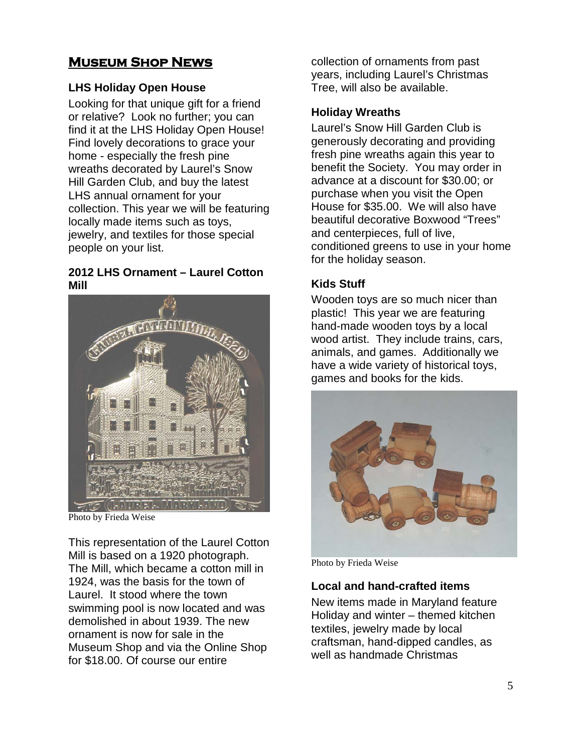# Museum Shop News

### LHS Holiday Open House

Looking for that unique gift for a friend or relative? Look no further; you can find it at the LHS Holiday Open House! Find lovely decorations to grace your home - especially the fresh pine wreaths decorated by Laurel's Snow Hill Garden Club, and buy the latest LHS annual ornament for your collection. This year we will be featuring locally made items such as toys, jewelry, and textiles for those special people on your list.

### 2012 LHS Ornament – Laurel Cotton Mill

Photo by Frieda Weise

This representation of the Laurel Cotton Mill is based on a 1920 photograph. The Mill, which became a cotton mill in 1924, was the basis for the town of Laurel. It stood where the town swimming pool is now located and was demolished in about 1939. The new ornament is now for sale in the Museum Shop and via the Online Shop for $18.00. Of course our entire collection of ornaments from past years, including Laurel's Christmas Tree, will also be available.

### Holiday Wreaths

Laurel's Snow Hill Garden Club is generously decorating and providing fresh pine wreaths again this year to benefit the Society. You may order in advance at a discount for $30.00; or purchase when you visit the Open House for $35.00. We will also have beautiful decorative Boxwood "Trees" and centerpieces, full of live, conditioned greens to use in your home for the holiday season.

### Kids Stuff

Wooden toys are so much nicer than plastic! This year we are featuring hand-made wooden toys by a local wood artist. They include trains, cars, animals, and games. Additionally we have a wide variety of historical toys, games and books for the kids.

Photo by Frieda Weise

### Local and hand-crafted items

New items made in Maryland feature Holiday and winter – themed kitchen textiles, jewelry made by local craftsman, hand-dipped candles, as well as handmade Christmas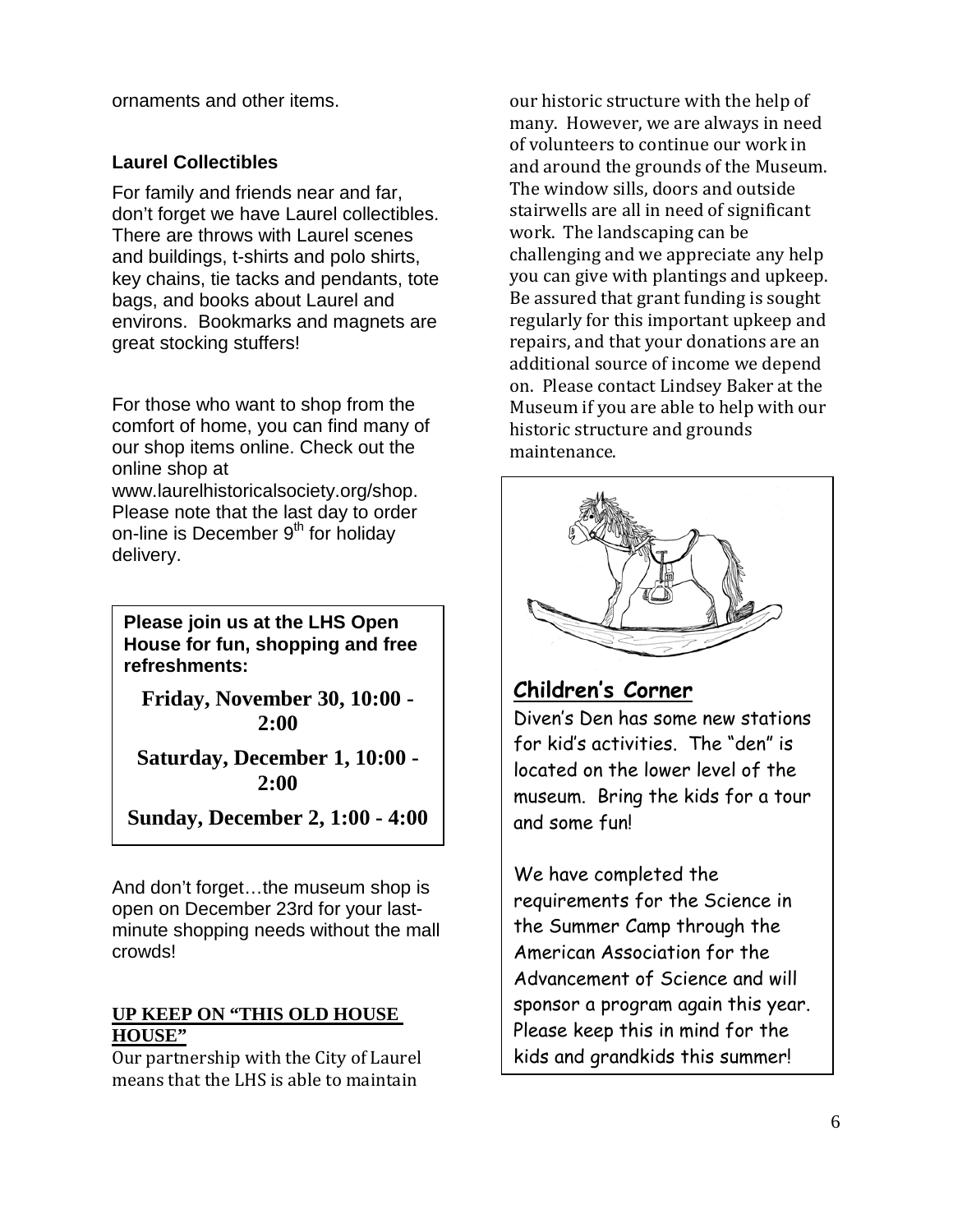ornaments and other items.

### Laurel Collectibles

For family and friends near and far, don't forget we have Laurel collectibles. There are throws with Laurel scenes and buildings, t-shirts and polo shirts, key chains, tie tacks and pendants, tote bags, and books about Laurel and environs. Bookmarks and magnets are great stocking stuffers!

For those who want to shop from the comfort of home, you can find many of our shop items online. Check out the online shop at www.laurelhistoricalsociety.org/shop. Please note that the last day to order on-line is December 9th for holiday delivery.

**Please join us at the LHS Open House for fun, shopping and free refreshments:**

**Friday, November 30, 10:00 - 2:00**

**Saturday, December 1, 10:00 - 2:00**

**Sunday, December 2, 1:00 - 4:00**

And don't forget…the museum shop is open on December 23rd for your last-minute shopping needs without the mall crowds!

### UP KEEP ON "THIS OLD HOUSE HOUSE"

Our partnership with the City of Laurel means that the LHS is able to maintain our historic structure with the help of many. However, we are always in need of volunteers to continue our work in and around the grounds of the Museum. The window sills, doors and outside stairwells are all in need of significant work. The landscaping can be challenging and we appreciate any help you can give with plantings and upkeep. Be assured that grant funding is sought regularly for this important upkeep and repairs, and that your donations are an additional source of income we depend on. Please contact Lindsey Baker at the Museum if you are able to help with our historic structure and grounds maintenance.

## Children's Corner

Diven's Den has some new stations for kid's activities. The "den" is located on the lower level of the museum. Bring the kids for a tour and some fun!

We have completed the requirements for the Science in the Summer Camp through the American Association for the Advancement of Science and will sponsor a program again this year. Please keep this in mind for the kids and grandkids this summer!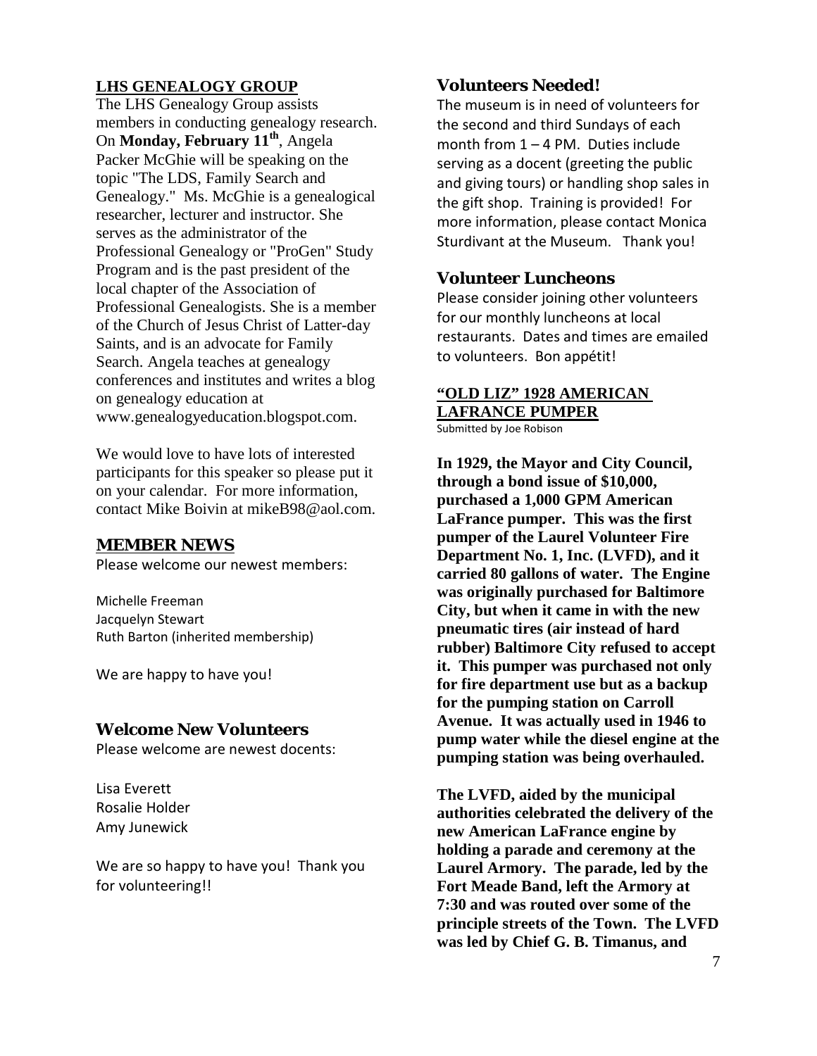## LHS GENEALOGY GROUP

The LHS Genealogy Group assists members in conducting genealogy research. On **Monday, February 11th**, Angela Packer McGhie will be speaking on the topic "The LDS, Family Search and Genealogy." Ms. McGhie is a genealogical researcher, lecturer and instructor. She serves as the administrator of the Professional Genealogy or "ProGen" Study Program and is the past president of the local chapter of the Association of Professional Genealogists. She is a member of the Church of Jesus Christ of Latter-day Saints, and is an advocate for Family Search. Angela teaches at genealogy conferences and institutes and writes a blog on genealogy education at www.genealogyeducation.blogspot.com.

We would love to have lots of interested participants for this speaker so please put it on your calendar. For more information, contact Mike Boivin at mikeB98@aol.com.

## MEMBER NEWS

Please welcome our newest members:

Michelle Freeman
Jacquelyn Stewart
Ruth Barton (inherited membership)

We are happy to have you!

## Welcome New Volunteers

Please welcome are newest docents:

Lisa Everett
Rosalie Holder
Amy Junewick

We are so happy to have you! Thank you for volunteering!!

## Volunteers Needed!

The museum is in need of volunteers for the second and third Sundays of each month from 1 – 4 PM. Duties include serving as a docent (greeting the public and giving tours) or handling shop sales in the gift shop. Training is provided! For more information, please contact Monica Sturdivant at the Museum. Thank you!

## Volunteer Luncheons

Please consider joining other volunteers for our monthly luncheons at local restaurants. Dates and times are emailed to volunteers. Bon appétit!

## "OLD LIZ" 1928 AMERICAN LAFRANCE PUMPER

Submitted by Joe Robison

**In 1929, the Mayor and City Council, through a bond issue of $10,000, purchased a 1,000 GPM American LaFrance pumper. This was the first pumper of the Laurel Volunteer Fire Department No. 1, Inc. (LVFD), and it carried 80 gallons of water. The Engine was originally purchased for Baltimore City, but when it came in with the new pneumatic tires (air instead of hard rubber) Baltimore City refused to accept it. This pumper was purchased not only for fire department use but as a backup for the pumping station on Carroll Avenue. It was actually used in 1946 to pump water while the diesel engine at the pumping station was being overhauled.**

**The LVFD, aided by the municipal authorities celebrated the delivery of the new American LaFrance engine by holding a parade and ceremony at the Laurel Armory. The parade, led by the Fort Meade Band, left the Armory at 7:30 and was routed over some of the principle streets of the Town. The LVFD was led by Chief G. B. Timanus, and**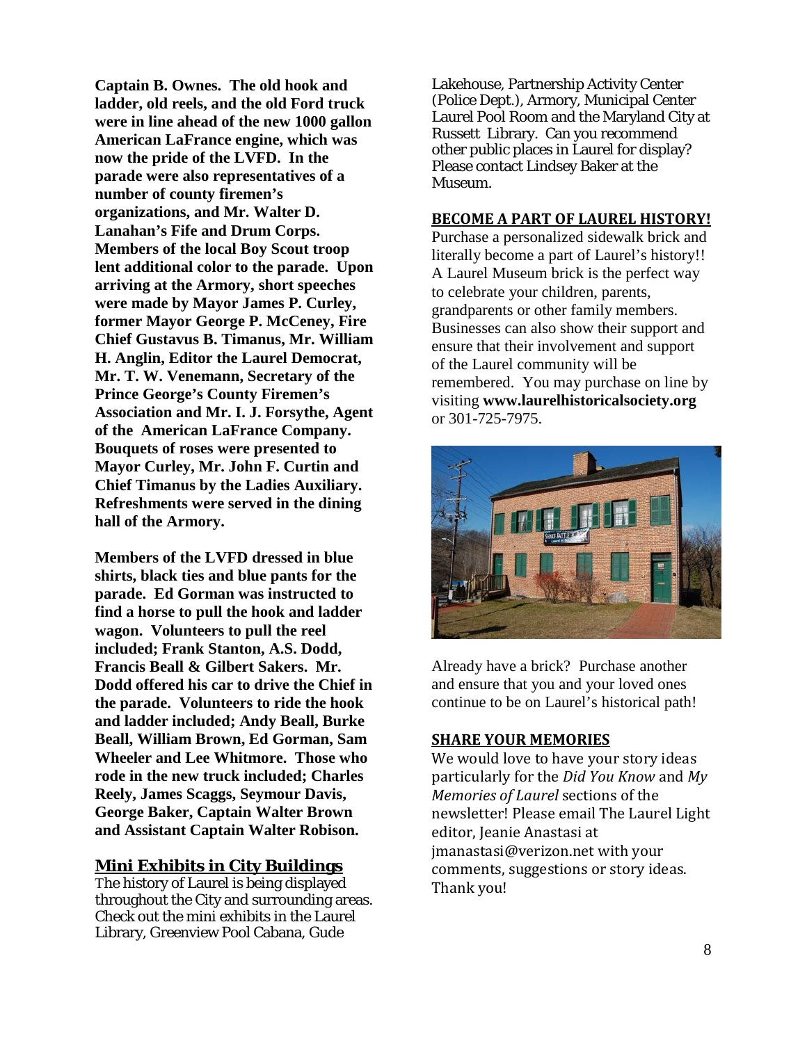**Captain B. Ownes. The old hook and ladder, old reels, and the old Ford truck were in line ahead of the new 1000 gallon American LaFrance engine, which was now the pride of the LVFD. In the parade were also representatives of a number of county firemen's organizations, and Mr. Walter D. Lanahan's Fife and Drum Corps. Members of the local Boy Scout troop lent additional color to the parade. Upon arriving at the Armory, short speeches were made by Mayor James P. Curley, former Mayor George P. McCeney, Fire Chief Gustavus B. Timanus, Mr. William H. Anglin, Editor the Laurel Democrat, Mr. T. W. Venemann, Secretary of the Prince George's County Firemen's Association and Mr. I. J. Forsythe, Agent of the American LaFrance Company. Bouquets of roses were presented to Mayor Curley, Mr. John F. Curtin and Chief Timanus by the Ladies Auxiliary. Refreshments were served in the dining hall of the Armory.**

**Members of the LVFD dressed in blue shirts, black ties and blue pants for the parade. Ed Gorman was instructed to find a horse to pull the hook and ladder wagon. Volunteers to pull the reel included; Frank Stanton, A.S. Dodd, Francis Beall & Gilbert Sakers. Mr. Dodd offered his car to drive the Chief in the parade. Volunteers to ride the hook and ladder included; Andy Beall, Burke Beall, William Brown, Ed Gorman, Sam Wheeler and Lee Whitmore. Those who rode in the new truck included; Charles Reely, James Scaggs, Seymour Davis, George Baker, Captain Walter Brown and Assistant Captain Walter Robison.**

## Mini Exhibits in City Buildings

The history of Laurel is being displayed throughout the City and surrounding areas. Check out the mini exhibits in the Laurel Library, Greenview Pool Cabana, Gude Lakehouse, Partnership Activity Center (Police Dept.), Armory, Municipal Center Laurel Pool Room and the Maryland City at Russett Library. Can you recommend other public places in Laurel for display? Please contact Lindsey Baker at the Museum.

## BECOME A PART OF LAUREL HISTORY!

Purchase a personalized sidewalk brick and literally become a part of Laurel's history!! A Laurel Museum brick is the perfect way to celebrate your children, parents, grandparents or other family members. Businesses can also show their support and ensure that their involvement and support of the Laurel community will be remembered. You may purchase on line by visiting **www.laurelhistoricalsociety.org** or 301-725-7975.

Already have a brick? Purchase another and ensure that you and your loved ones continue to be on Laurel's historical path!

## SHARE YOUR MEMORIES

We would love to have your story ideas particularly for the *Did You Know* and *My Memories of Laurel* sections of the newsletter! Please email The Laurel Light editor, Jeanie Anastasi at jmanastasi@verizon.net with your comments, suggestions or story ideas. Thank you!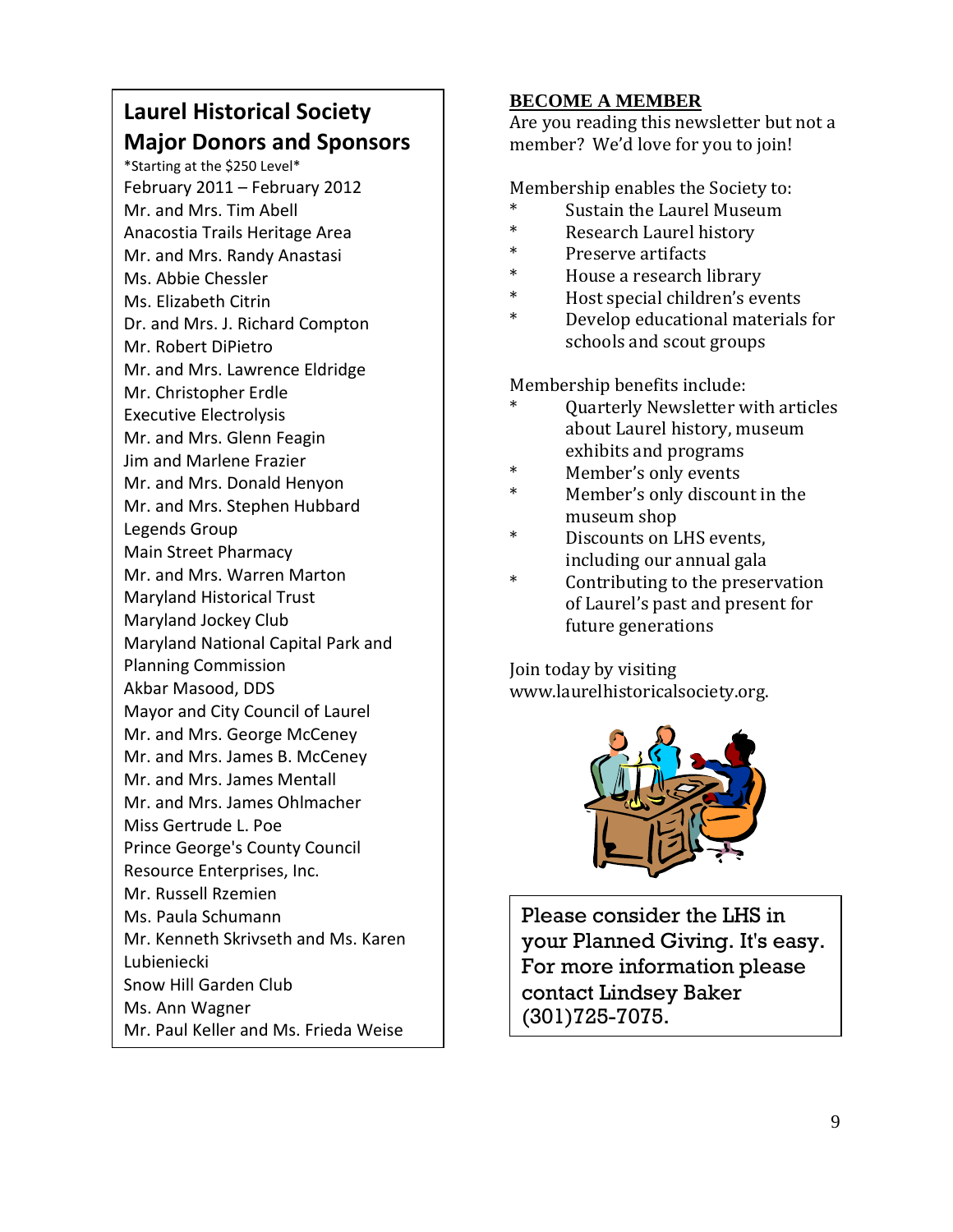## Laurel Historical Society Major Donors and Sponsors

*Starting at the $250 Level*

February 2011 – February 2012

Mr. and Mrs. Tim Abell
Anacostia Trails Heritage Area
Mr. and Mrs. Randy Anastasi
Ms. Abbie Chessler
Ms. Elizabeth Citrin
Dr. and Mrs. J. Richard Compton
Mr. Robert DiPietro
Mr. and Mrs. Lawrence Eldridge
Mr. Christopher Erdle
Executive Electrolysis
Mr. and Mrs. Glenn Feagin
Jim and Marlene Frazier
Mr. and Mrs. Donald Henyon
Mr. and Mrs. Stephen Hubbard
Legends Group
Main Street Pharmacy
Mr. and Mrs. Warren Marton
Maryland Historical Trust
Maryland Jockey Club
Maryland National Capital Park and Planning Commission
Akbar Masood, DDS
Mayor and City Council of Laurel
Mr. and Mrs. George McCeney
Mr. and Mrs. James B. McCeney
Mr. and Mrs. James Mentall
Mr. and Mrs. James Ohlmacher
Miss Gertrude L. Poe
Prince George's County Council
Resource Enterprises, Inc.
Mr. Russell Rzemien
Ms. Paula Schumann
Mr. Kenneth Skrivseth and Ms. Karen Lubieniecki
Snow Hill Garden Club
Ms. Ann Wagner
Mr. Paul Keller and Ms. Frieda Weise

## BECOME A MEMBER

Are you reading this newsletter but not a member? We'd love for you to join!

Membership enables the Society to:

* Sustain the Laurel Museum
* Research Laurel history
* Preserve artifacts
* House a research library
* Host special children's events
* Develop educational materials for schools and scout groups

Membership benefits include:

* Quarterly Newsletter with articles about Laurel history, museum exhibits and programs
* Member's only events
* Member's only discount in the museum shop
* Discounts on LHS events, including our annual gala
* Contributing to the preservation of Laurel's past and present for future generations

Join today by visiting www.laurelhistoricalsociety.org.

Please consider the LHS in your Planned Giving. It's easy. For more information please contact Lindsey Baker (301)725-7075.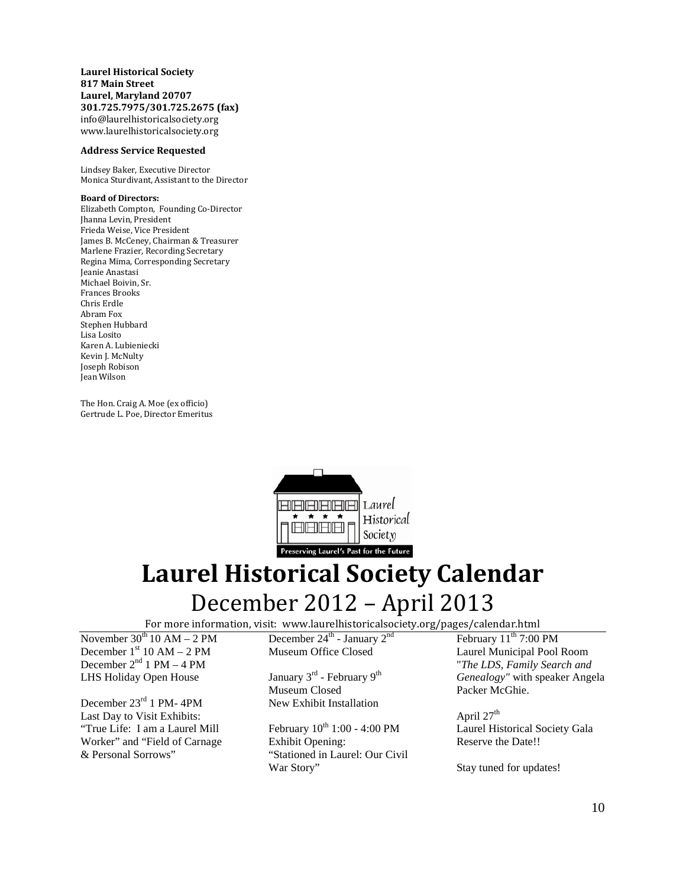**Laurel Historical Society**
**817 Main Street**
**Laurel, Maryland 20707**
**301.725.7975/301.725.2675 (fax)**
info@laurelhistoricalsociety.org
www.laurelhistoricalsociety.org

**Address Service Requested**

Lindsey Baker, Executive Director
Monica Sturdivant, Assistant to the Director

**Board of Directors:**
Elizabeth Compton, Founding Co-Director
Jhanna Levin, President
Frieda Weise, Vice President
James B. McCeney, Chairman & Treasurer
Marlene Frazier, Recording Secretary
Regina Mima, Corresponding Secretary
Jeanie Anastasi
Michael Boivin, Sr.
Frances Brooks
Chris Erdle
Abram Fox
Stephen Hubbard
Lisa Losito
Karen A. Lubieniecki
Kevin J. McNulty
Joseph Robison
Jean Wilson

The Hon. Craig A. Moe (ex officio)
Gertrude L. Poe, Director Emeritus

Laurel Historical Society
Preserving Laurel's Past for the Future

# Laurel Historical Society Calendar

## December 2012 – April 2013

For more information, visit: www.laurelhistoricalsociety.org/pages/calendar.html

November 30th 10 AM – 2 PM
December 1st 10 AM – 2 PM
December 2nd 1 PM – 4 PM
LHS Holiday Open House

December 23rd 1 PM- 4PM
Last Day to Visit Exhibits:
"True Life: I am a Laurel Mill Worker" and "Field of Carnage & Personal Sorrows"

December 24th - January 2nd
Museum Office Closed

January 3rd - February 9th
Museum Closed
New Exhibit Installation

February 10th 1:00 - 4:00 PM
Exhibit Opening:
"Stationed in Laurel: Our Civil War Story"

February 11th 7:00 PM
Laurel Municipal Pool Room
"*The LDS, Family Search and Genealogy"* with speaker Angela Packer McGhie.

April 27th
Laurel Historical Society Gala
Reserve the Date!!

Stay tuned for updates!